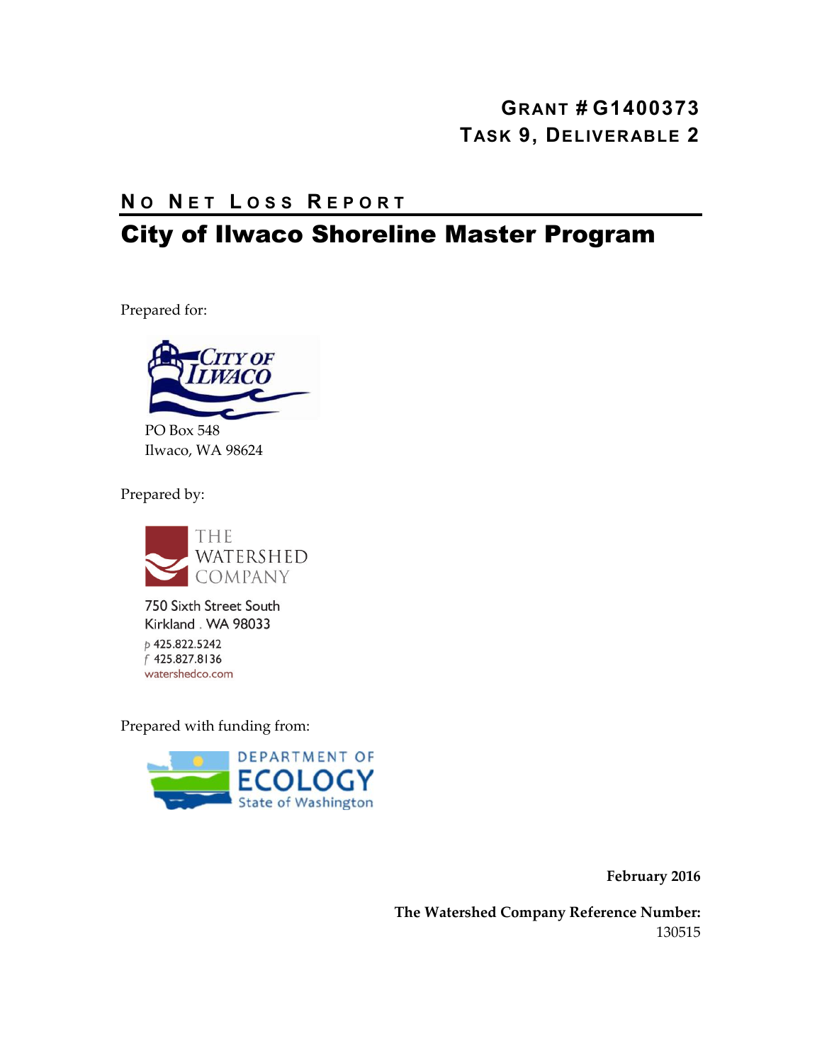**GRANT # G1400373**
**TASK 9, DELIVERABLE 2**

# NO NET LOSS REPORT

# City of Ilwaco Shoreline Master Program

Prepared for:

CITY OF ILWACO

PO Box 548
Ilwaco, WA 98624

Prepared by:

THE WATERSHED COMPANY

750 Sixth Street South
Kirkland . WA 98033

p 425.822.5242
f 425.827.8136
watershedco.com

Prepared with funding from:

DEPARTMENT OF ECOLOGY
State of Washington

**February 2016**

**The Watershed Company Reference Number:**
130515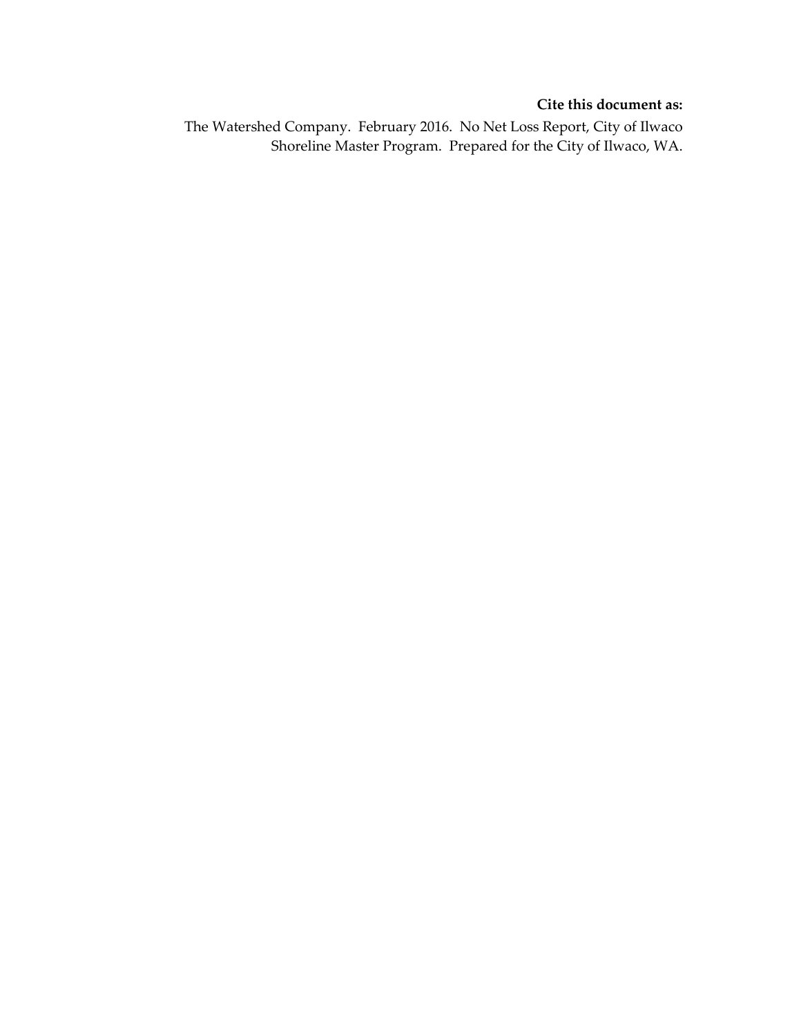**Cite this document as:**

The Watershed Company. February 2016. No Net Loss Report, City of Ilwaco Shoreline Master Program. Prepared for the City of Ilwaco, WA.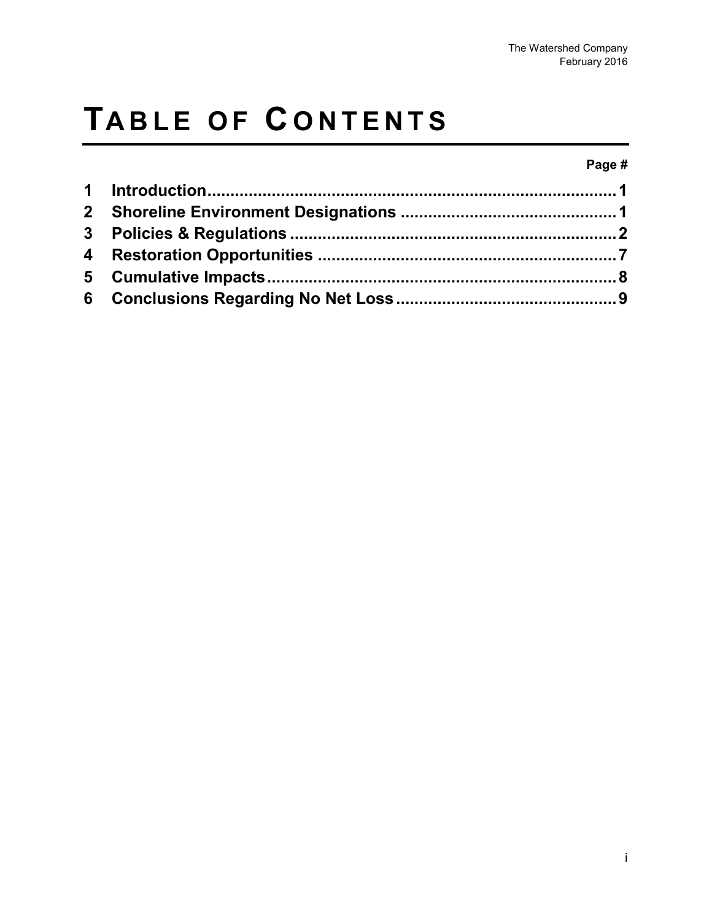# TABLE OF CONTENTS

| | | Page # |
|---|---|---|
| 1 | Introduction | 1 |
| 2 | Shoreline Environment Designations | 1 |
| 3 | Policies & Regulations | 2 |
| 4 | Restoration Opportunities | 7 |
| 5 | Cumulative Impacts | 8 |
| 6 | Conclusions Regarding No Net Loss | 9 |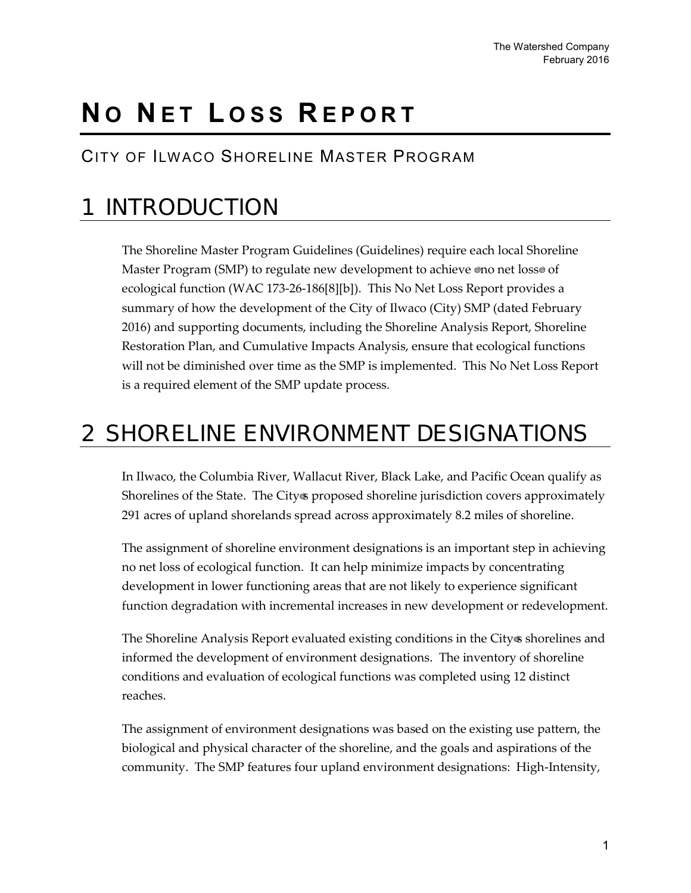# NO NET LOSS REPORT

## CITY OF ILWACO SHORELINE MASTER PROGRAM

# 1 INTRODUCTION

The Shoreline Master Program Guidelines (Guidelines) require each local Shoreline Master Program (SMP) to regulate new development to achieve "no net loss" of ecological function (WAC 173-26-186[8][b]). This No Net Loss Report provides a summary of how the development of the City of Ilwaco (City) SMP (dated February 2016) and supporting documents, including the Shoreline Analysis Report, Shoreline Restoration Plan, and Cumulative Impacts Analysis, ensure that ecological functions will not be diminished over time as the SMP is implemented. This No Net Loss Report is a required element of the SMP update process.

# 2 SHORELINE ENVIRONMENT DESIGNATIONS

In Ilwaco, the Columbia River, Wallacut River, Black Lake, and Pacific Ocean qualify as Shorelines of the State. The City's proposed shoreline jurisdiction covers approximately 291 acres of upland shorelands spread across approximately 8.2 miles of shoreline.

The assignment of shoreline environment designations is an important step in achieving no net loss of ecological function. It can help minimize impacts by concentrating development in lower functioning areas that are not likely to experience significant function degradation with incremental increases in new development or redevelopment.

The Shoreline Analysis Report evaluated existing conditions in the City's shorelines and informed the development of environment designations. The inventory of shoreline conditions and evaluation of ecological functions was completed using 12 distinct reaches.

The assignment of environment designations was based on the existing use pattern, the biological and physical character of the shoreline, and the goals and aspirations of the community. The SMP features four upland environment designations: High-Intensity,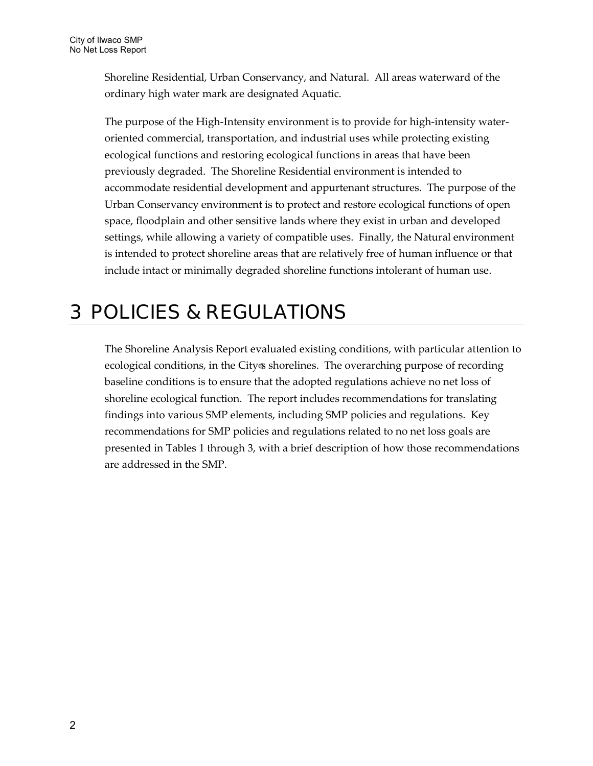Shoreline Residential, Urban Conservancy, and Natural. All areas waterward of the ordinary high water mark are designated Aquatic.

The purpose of the High-Intensity environment is to provide for high-intensity water-oriented commercial, transportation, and industrial uses while protecting existing ecological functions and restoring ecological functions in areas that have been previously degraded. The Shoreline Residential environment is intended to accommodate residential development and appurtenant structures. The purpose of the Urban Conservancy environment is to protect and restore ecological functions of open space, floodplain and other sensitive lands where they exist in urban and developed settings, while allowing a variety of compatible uses. Finally, the Natural environment is intended to protect shoreline areas that are relatively free of human influence or that include intact or minimally degraded shoreline functions intolerant of human use.

# 3 POLICIES & REGULATIONS

The Shoreline Analysis Report evaluated existing conditions, with particular attention to ecological conditions, in the City's shorelines. The overarching purpose of recording baseline conditions is to ensure that the adopted regulations achieve no net loss of shoreline ecological function. The report includes recommendations for translating findings into various SMP elements, including SMP policies and regulations. Key recommendations for SMP policies and regulations related to no net loss goals are presented in Tables 1 through 3, with a brief description of how those recommendations are addressed in the SMP.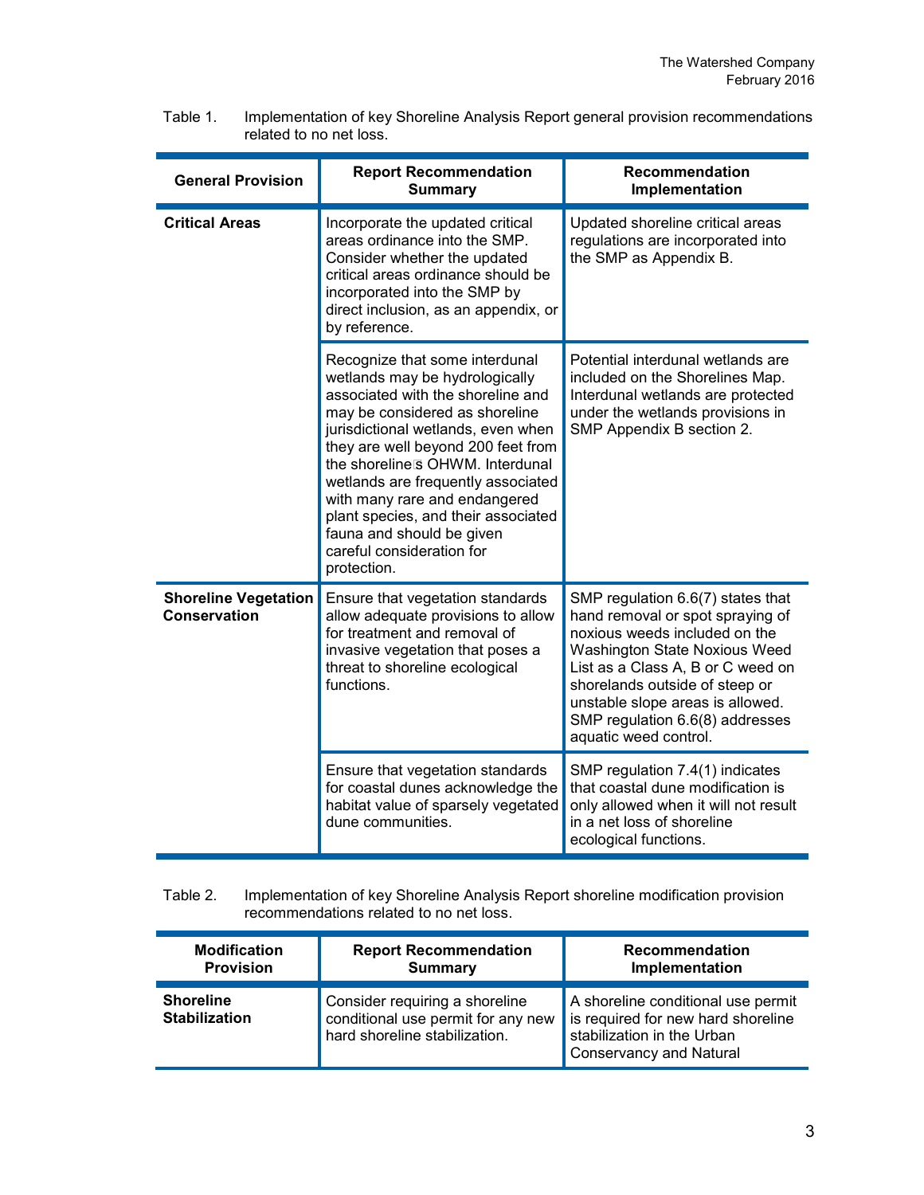Table 1. Implementation of key Shoreline Analysis Report general provision recommendations related to no net loss.

| General Provision | Report Recommendation Summary | Recommendation Implementation |
|---|---|---|
| **Critical Areas** | Incorporate the updated critical areas ordinance into the SMP. Consider whether the updated critical areas ordinance should be incorporated into the SMP by direct inclusion, as an appendix, or by reference. | Updated shoreline critical areas regulations are incorporated into the SMP as Appendix B. |
| | Recognize that some interdunal wetlands may be hydrologically associated with the shoreline and may be considered as shoreline jurisdictional wetlands, even when they are well beyond 200 feet from the shoreline's OHWM. Interdunal wetlands are frequently associated with many rare and endangered plant species, and their associated fauna and should be given careful consideration for protection. | Potential interdunal wetlands are included on the Shorelines Map. Interdunal wetlands are protected under the wetlands provisions in SMP Appendix B section 2. |
| **Shoreline Vegetation Conservation** | Ensure that vegetation standards allow adequate provisions to allow for treatment and removal of invasive vegetation that poses a threat to shoreline ecological functions. | SMP regulation 6.6(7) states that hand removal or spot spraying of noxious weeds included on the Washington State Noxious Weed List as a Class A, B or C weed on shorelands outside of steep or unstable slope areas is allowed. SMP regulation 6.6(8) addresses aquatic weed control. |
| | Ensure that vegetation standards for coastal dunes acknowledge the habitat value of sparsely vegetated dune communities. | SMP regulation 7.4(1) indicates that coastal dune modification is only allowed when it will not result in a net loss of shoreline ecological functions. |

Table 2. Implementation of key Shoreline Analysis Report shoreline modification provision recommendations related to no net loss.

| Modification Provision | Report Recommendation Summary | Recommendation Implementation |
|---|---|---|
| **Shoreline Stabilization** | Consider requiring a shoreline conditional use permit for any new hard shoreline stabilization. | A shoreline conditional use permit is required for new hard shoreline stabilization in the Urban Conservancy and Natural |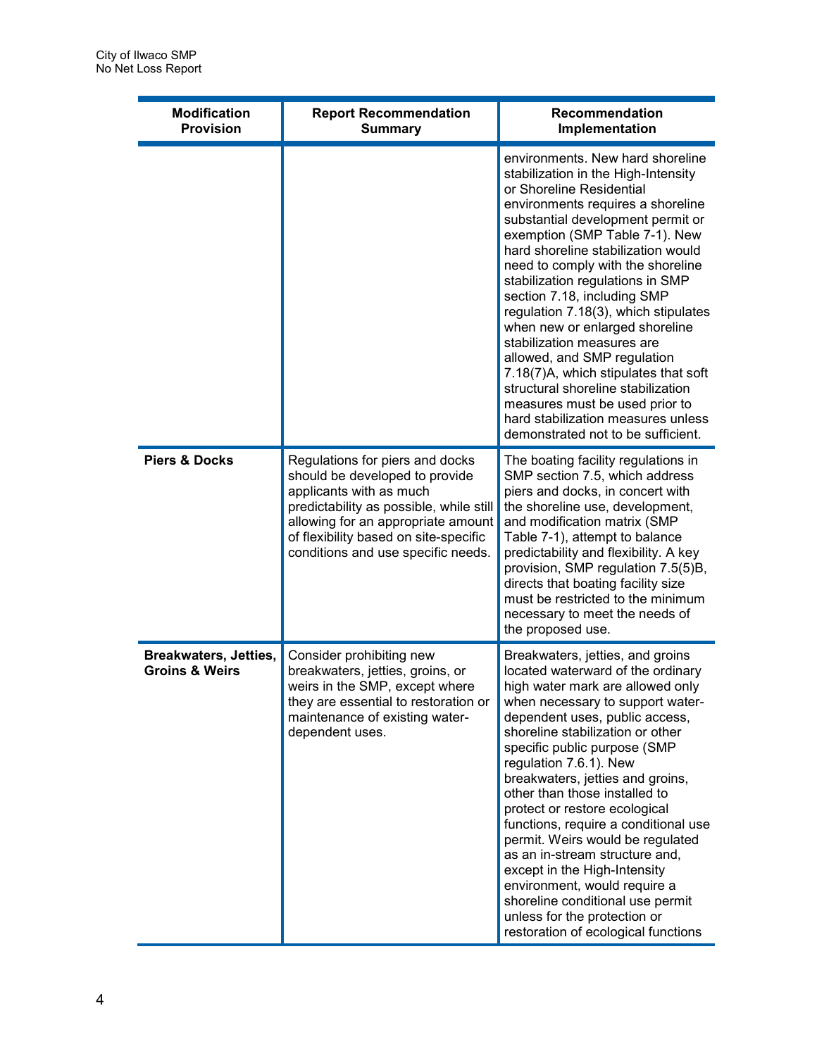| Modification Provision | Report Recommendation Summary | Recommendation Implementation |
|---|---|---|
| | | environments. New hard shoreline stabilization in the High-Intensity or Shoreline Residential environments requires a shoreline substantial development permit or exemption (SMP Table 7-1). New hard shoreline stabilization would need to comply with the shoreline stabilization regulations in SMP section 7.18, including SMP regulation 7.18(3), which stipulates when new or enlarged shoreline stabilization measures are allowed, and SMP regulation 7.18(7)A, which stipulates that soft structural shoreline stabilization measures must be used prior to hard stabilization measures unless demonstrated not to be sufficient. |
| **Piers & Docks** | Regulations for piers and docks should be developed to provide applicants with as much predictability as possible, while still allowing for an appropriate amount of flexibility based on site-specific conditions and use specific needs. | The boating facility regulations in SMP section 7.5, which address piers and docks, in concert with the shoreline use, development, and modification matrix (SMP Table 7-1), attempt to balance predictability and flexibility. A key provision, SMP regulation 7.5(5)B, directs that boating facility size must be restricted to the minimum necessary to meet the needs of the proposed use. |
| **Breakwaters, Jetties, Groins & Weirs** | Consider prohibiting new breakwaters, jetties, groins, or weirs in the SMP, except where they are essential to restoration or maintenance of existing water-dependent uses. | Breakwaters, jetties, and groins located waterward of the ordinary high water mark are allowed only when necessary to support water-dependent uses, public access, shoreline stabilization or other specific public purpose (SMP regulation 7.6.1). New breakwaters, jetties and groins, other than those installed to protect or restore ecological functions, require a conditional use permit. Weirs would be regulated as an in-stream structure and, except in the High-Intensity environment, would require a shoreline conditional use permit unless for the protection or restoration of ecological functions |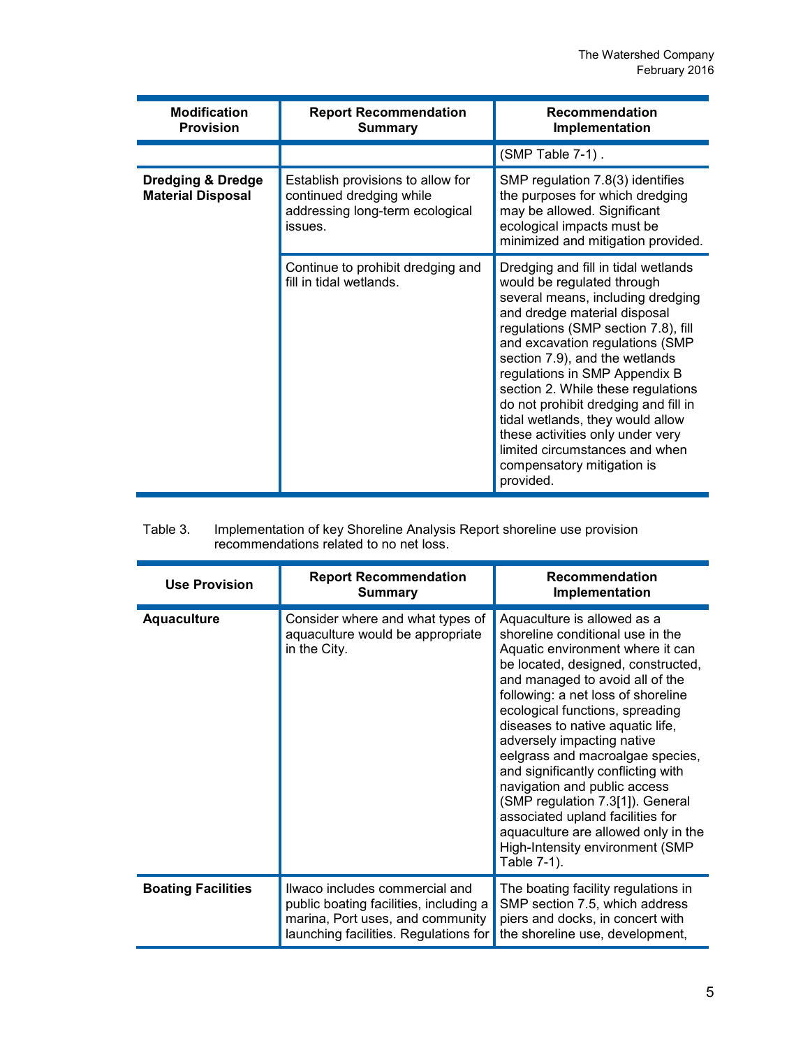| Modification Provision | Report Recommendation Summary | Recommendation Implementation |
|---|---|---|
| | | (SMP Table 7-1) . |
| **Dredging & Dredge Material Disposal** | Establish provisions to allow for continued dredging while addressing long-term ecological issues. | SMP regulation 7.8(3) identifies the purposes for which dredging may be allowed. Significant ecological impacts must be minimized and mitigation provided. |
| | Continue to prohibit dredging and fill in tidal wetlands. | Dredging and fill in tidal wetlands would be regulated through several means, including dredging and dredge material disposal regulations (SMP section 7.8), fill and excavation regulations (SMP section 7.9), and the wetlands regulations in SMP Appendix B section 2. While these regulations do not prohibit dredging and fill in tidal wetlands, they would allow these activities only under very limited circumstances and when compensatory mitigation is provided. |

Table 3. Implementation of key Shoreline Analysis Report shoreline use provision recommendations related to no net loss.

| Use Provision | Report Recommendation Summary | Recommendation Implementation |
|---|---|---|
| **Aquaculture** | Consider where and what types of aquaculture would be appropriate in the City. | Aquaculture is allowed as a shoreline conditional use in the Aquatic environment where it can be located, designed, constructed, and managed to avoid all of the following: a net loss of shoreline ecological functions, spreading diseases to native aquatic life, adversely impacting native eelgrass and macroalgae species, and significantly conflicting with navigation and public access (SMP regulation 7.3[1]). General associated upland facilities for aquaculture are allowed only in the High-Intensity environment (SMP Table 7-1). |
| **Boating Facilities** | Ilwaco includes commercial and public boating facilities, including a marina, Port uses, and community launching facilities. Regulations for | The boating facility regulations in SMP section 7.5, which address piers and docks, in concert with the shoreline use, development, |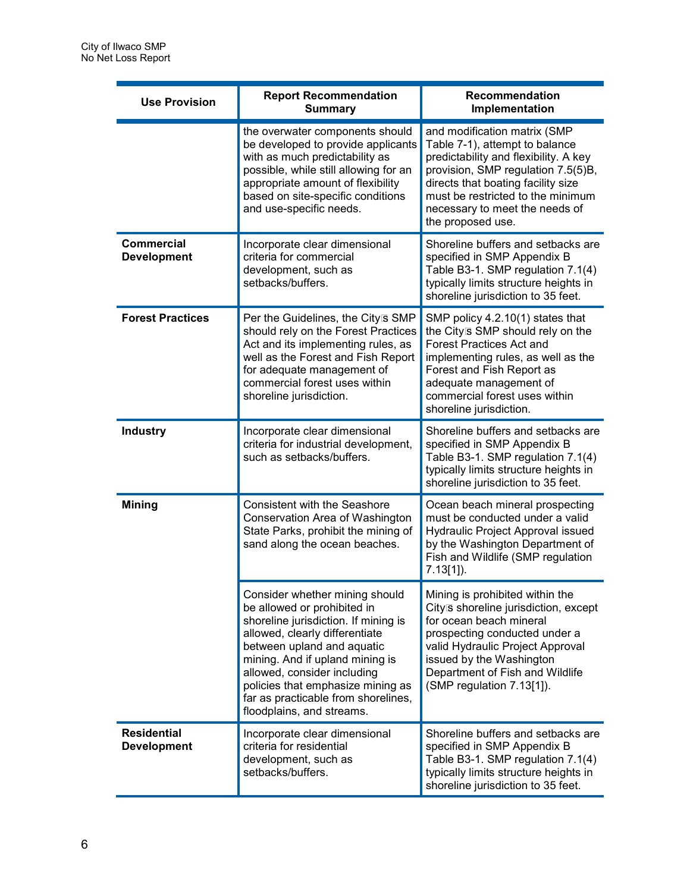| Use Provision | Report Recommendation Summary | Recommendation Implementation |
|---|---|---|
| | the overwater components should be developed to provide applicants with as much predictability as possible, while still allowing for an appropriate amount of flexibility based on site-specific conditions and use-specific needs. | and modification matrix (SMP Table 7-1), attempt to balance predictability and flexibility. A key provision, SMP regulation 7.5(5)B, directs that boating facility size must be restricted to the minimum necessary to meet the needs of the proposed use. |
| **Commercial Development** | Incorporate clear dimensional criteria for commercial development, such as setbacks/buffers. | Shoreline buffers and setbacks are specified in SMP Appendix B Table B3-1. SMP regulation 7.1(4) typically limits structure heights in shoreline jurisdiction to 35 feet. |
| **Forest Practices** | Per the Guidelines, the City's SMP should rely on the Forest Practices Act and its implementing rules, as well as the Forest and Fish Report for adequate management of commercial forest uses within shoreline jurisdiction. | SMP policy 4.2.10(1) states that the City's SMP should rely on the Forest Practices Act and implementing rules, as well as the Forest and Fish Report as adequate management of commercial forest uses within shoreline jurisdiction. |
| **Industry** | Incorporate clear dimensional criteria for industrial development, such as setbacks/buffers. | Shoreline buffers and setbacks are specified in SMP Appendix B Table B3-1. SMP regulation 7.1(4) typically limits structure heights in shoreline jurisdiction to 35 feet. |
| **Mining** | Consistent with the Seashore Conservation Area of Washington State Parks, prohibit the mining of sand along the ocean beaches. | Ocean beach mineral prospecting must be conducted under a valid Hydraulic Project Approval issued by the Washington Department of Fish and Wildlife (SMP regulation 7.13[1]). |
| | Consider whether mining should be allowed or prohibited in shoreline jurisdiction. If mining is allowed, clearly differentiate between upland and aquatic mining. And if upland mining is allowed, consider including policies that emphasize mining as far as practicable from shorelines, floodplains, and streams. | Mining is prohibited within the City's shoreline jurisdiction, except for ocean beach mineral prospecting conducted under a valid Hydraulic Project Approval issued by the Washington Department of Fish and Wildlife (SMP regulation 7.13[1]). |
| **Residential Development** | Incorporate clear dimensional criteria for residential development, such as setbacks/buffers. | Shoreline buffers and setbacks are specified in SMP Appendix B Table B3-1. SMP regulation 7.1(4) typically limits structure heights in shoreline jurisdiction to 35 feet. |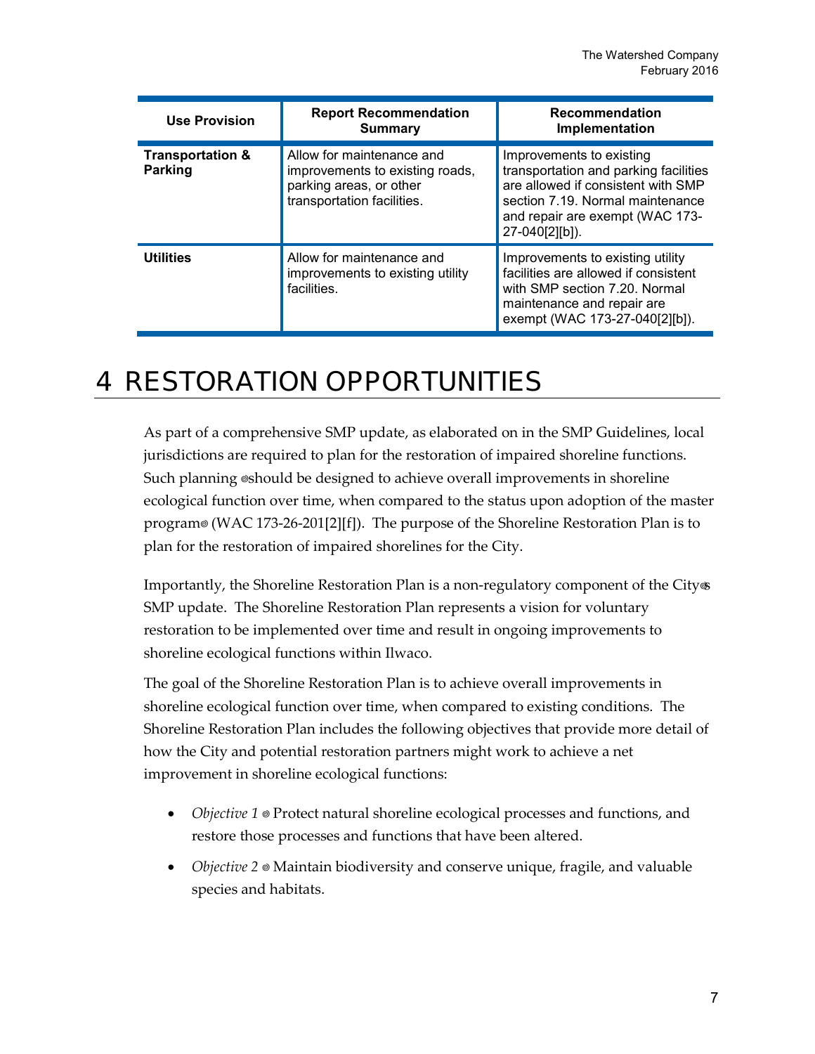| Use Provision | Report Recommendation Summary | Recommendation Implementation |
| --- | --- | --- |
| **Transportation & Parking** | Allow for maintenance and improvements to existing roads, parking areas, or other transportation facilities. | Improvements to existing transportation and parking facilities are allowed if consistent with SMP section 7.19. Normal maintenance and repair are exempt (WAC 173-27-040[2][b]). |
| **Utilities** | Allow for maintenance and improvements to existing utility facilities. | Improvements to existing utility facilities are allowed if consistent with SMP section 7.20. Normal maintenance and repair are exempt (WAC 173-27-040[2][b]). |

# 4 RESTORATION OPPORTUNITIES

As part of a comprehensive SMP update, as elaborated on in the SMP Guidelines, local jurisdictions are required to plan for the restoration of impaired shoreline functions. Such planning "should be designed to achieve overall improvements in shoreline ecological function over time, when compared to the status upon adoption of the master program" (WAC 173-26-201[2][f]). The purpose of the Shoreline Restoration Plan is to plan for the restoration of impaired shorelines for the City.

Importantly, the Shoreline Restoration Plan is a non-regulatory component of the City's SMP update. The Shoreline Restoration Plan represents a vision for voluntary restoration to be implemented over time and result in ongoing improvements to shoreline ecological functions within Ilwaco.

The goal of the Shoreline Restoration Plan is to achieve overall improvements in shoreline ecological function over time, when compared to existing conditions. The Shoreline Restoration Plan includes the following objectives that provide more detail of how the City and potential restoration partners might work to achieve a net improvement in shoreline ecological functions:

- *Objective 1* – Protect natural shoreline ecological processes and functions, and restore those processes and functions that have been altered.
- *Objective 2* – Maintain biodiversity and conserve unique, fragile, and valuable species and habitats.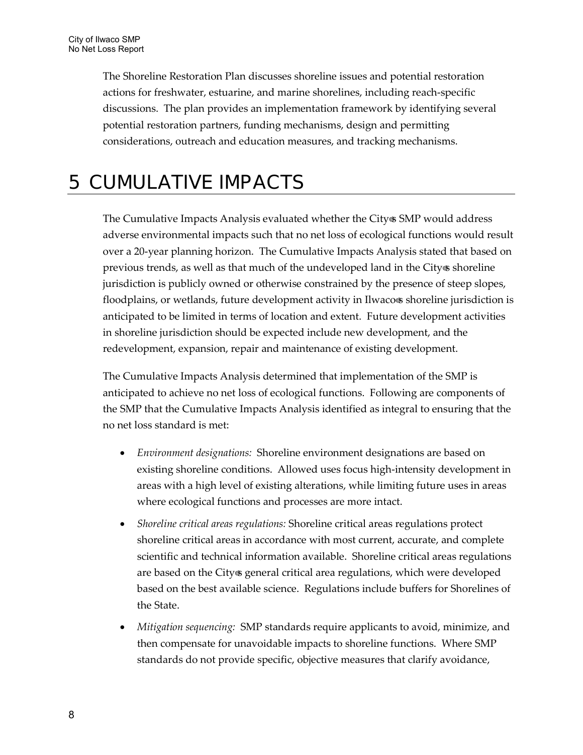The Shoreline Restoration Plan discusses shoreline issues and potential restoration actions for freshwater, estuarine, and marine shorelines, including reach-specific discussions. The plan provides an implementation framework by identifying several potential restoration partners, funding mechanisms, design and permitting considerations, outreach and education measures, and tracking mechanisms.

# 5 CUMULATIVE IMPACTS

The Cumulative Impacts Analysis evaluated whether the City's SMP would address adverse environmental impacts such that no net loss of ecological functions would result over a 20-year planning horizon. The Cumulative Impacts Analysis stated that based on previous trends, as well as that much of the undeveloped land in the City's shoreline jurisdiction is publicly owned or otherwise constrained by the presence of steep slopes, floodplains, or wetlands, future development activity in Ilwaco's shoreline jurisdiction is anticipated to be limited in terms of location and extent. Future development activities in shoreline jurisdiction should be expected include new development, and the redevelopment, expansion, repair and maintenance of existing development.

The Cumulative Impacts Analysis determined that implementation of the SMP is anticipated to achieve no net loss of ecological functions. Following are components of the SMP that the Cumulative Impacts Analysis identified as integral to ensuring that the no net loss standard is met:

- *Environment designations:* Shoreline environment designations are based on existing shoreline conditions. Allowed uses focus high-intensity development in areas with a high level of existing alterations, while limiting future uses in areas where ecological functions and processes are more intact.
- *Shoreline critical areas regulations:* Shoreline critical areas regulations protect shoreline critical areas in accordance with most current, accurate, and complete scientific and technical information available. Shoreline critical areas regulations are based on the City's general critical area regulations, which were developed based on the best available science. Regulations include buffers for Shorelines of the State.
- *Mitigation sequencing:* SMP standards require applicants to avoid, minimize, and then compensate for unavoidable impacts to shoreline functions. Where SMP standards do not provide specific, objective measures that clarify avoidance,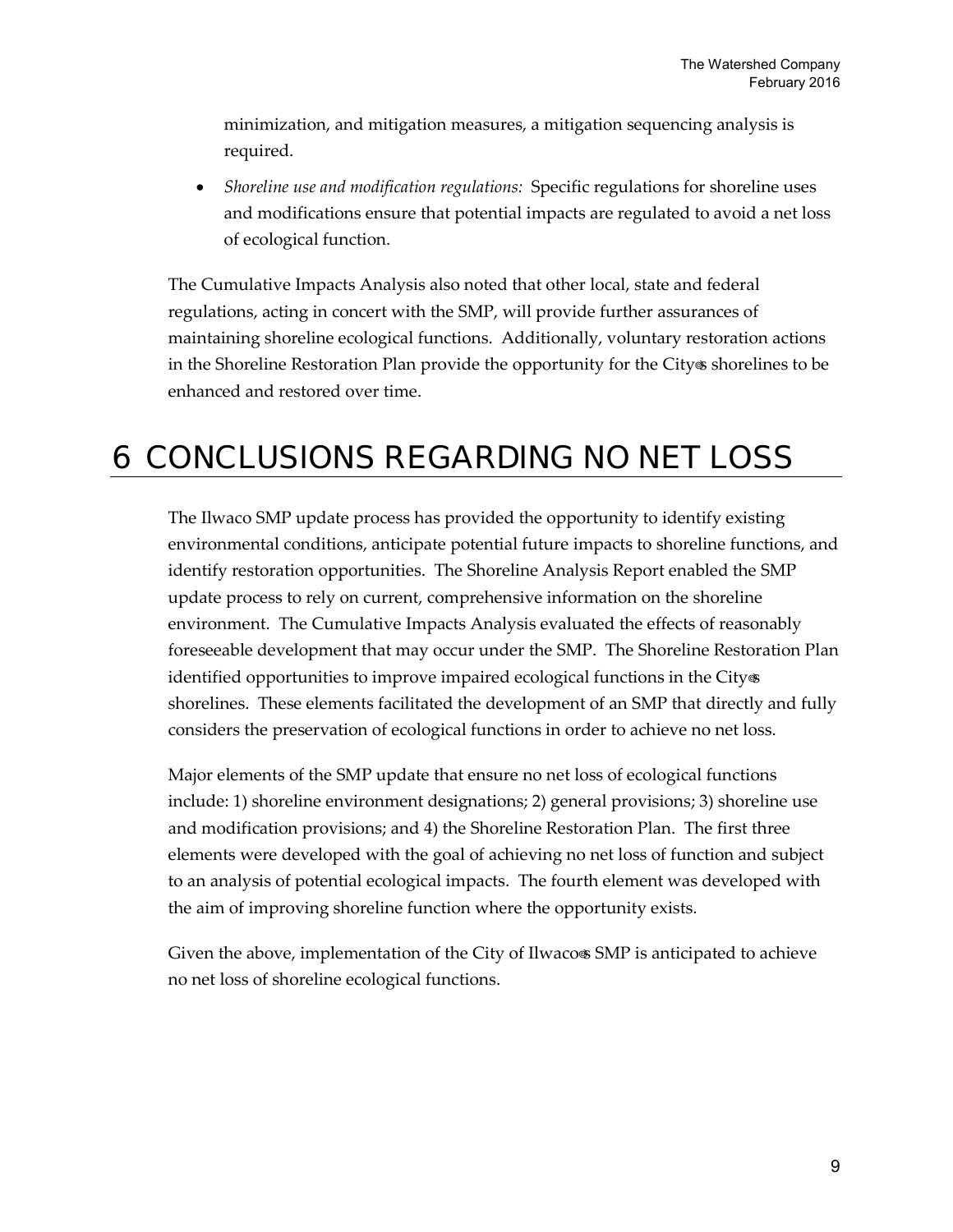minimization, and mitigation measures, a mitigation sequencing analysis is required.

- *Shoreline use and modification regulations:* Specific regulations for shoreline uses and modifications ensure that potential impacts are regulated to avoid a net loss of ecological function.

The Cumulative Impacts Analysis also noted that other local, state and federal regulations, acting in concert with the SMP, will provide further assurances of maintaining shoreline ecological functions. Additionally, voluntary restoration actions in the Shoreline Restoration Plan provide the opportunity for the City's shorelines to be enhanced and restored over time.

# 6 CONCLUSIONS REGARDING NO NET LOSS

The Ilwaco SMP update process has provided the opportunity to identify existing environmental conditions, anticipate potential future impacts to shoreline functions, and identify restoration opportunities. The Shoreline Analysis Report enabled the SMP update process to rely on current, comprehensive information on the shoreline environment. The Cumulative Impacts Analysis evaluated the effects of reasonably foreseeable development that may occur under the SMP. The Shoreline Restoration Plan identified opportunities to improve impaired ecological functions in the City's shorelines. These elements facilitated the development of an SMP that directly and fully considers the preservation of ecological functions in order to achieve no net loss.

Major elements of the SMP update that ensure no net loss of ecological functions include: 1) shoreline environment designations; 2) general provisions; 3) shoreline use and modification provisions; and 4) the Shoreline Restoration Plan. The first three elements were developed with the goal of achieving no net loss of function and subject to an analysis of potential ecological impacts. The fourth element was developed with the aim of improving shoreline function where the opportunity exists.

Given the above, implementation of the City of Ilwaco's SMP is anticipated to achieve no net loss of shoreline ecological functions.